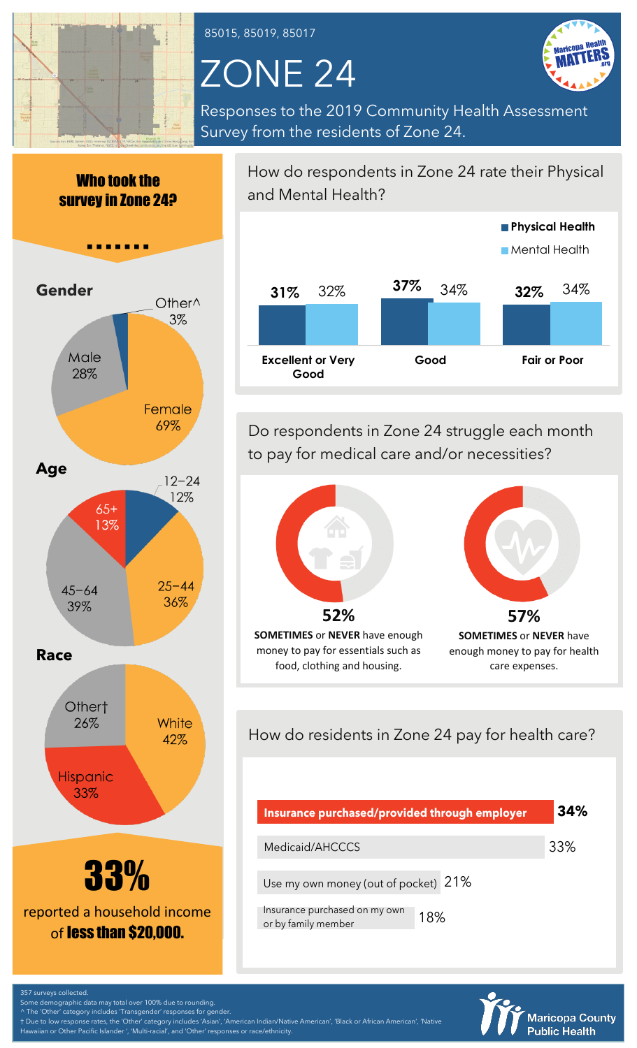85015, 85019, 85017

# ZONE 24

Responses to the 2019 Community Health Assessment Survey from the residents of Zone 24.

## Who took the survey in Zone 24?

### Gender

- Female 69%
- Male 28%
- Other^ 3%

### Age

- 12–24 12%
- 25–44 36%
- 45–64 39%
- 65+ 13%

### Race

- White 42%
- Hispanic 33%
- Other† 26%

**33%** reported a household income of **less than $20,000.**

## How do respondents in Zone 24 rate their Physical and Mental Health?

| | Physical Health | Mental Health |
|---|---|---|
| Excellent or Very Good | 31% | 32% |
| Good | 37% | 34% |
| Fair or Poor | 32% | 34% |

## Do respondents in Zone 24 struggle each month to pay for medical care and/or necessities?

**52%** **SOMETIMES** or **NEVER** have enough money to pay for essentials such as food, clothing and housing.

**57%** **SOMETIMES** or **NEVER** have enough money to pay for health care expenses.

## How do residents in Zone 24 pay for health care?

| Method | Percent |
|---|---|
| **Insurance purchased/provided through employer** | **34%** |
| Medicaid/AHCCCS | 33% |
| Use my own money (out of pocket) | 21% |
| Insurance purchased on my own or by family member | 18% |

357 surveys collected.
Some demographic data may total over 100% due to rounding.
^ The 'Other' category includes 'Transgender' responses for gender.
† Due to low response rates, the 'Other' category includes 'Asian', 'American Indian/Native American', 'Black or African American', 'Native Hawaiian or Other Pacific Islander', 'Multi-racial', and 'Other' responses or race/ethnicity.

Maricopa County Public Health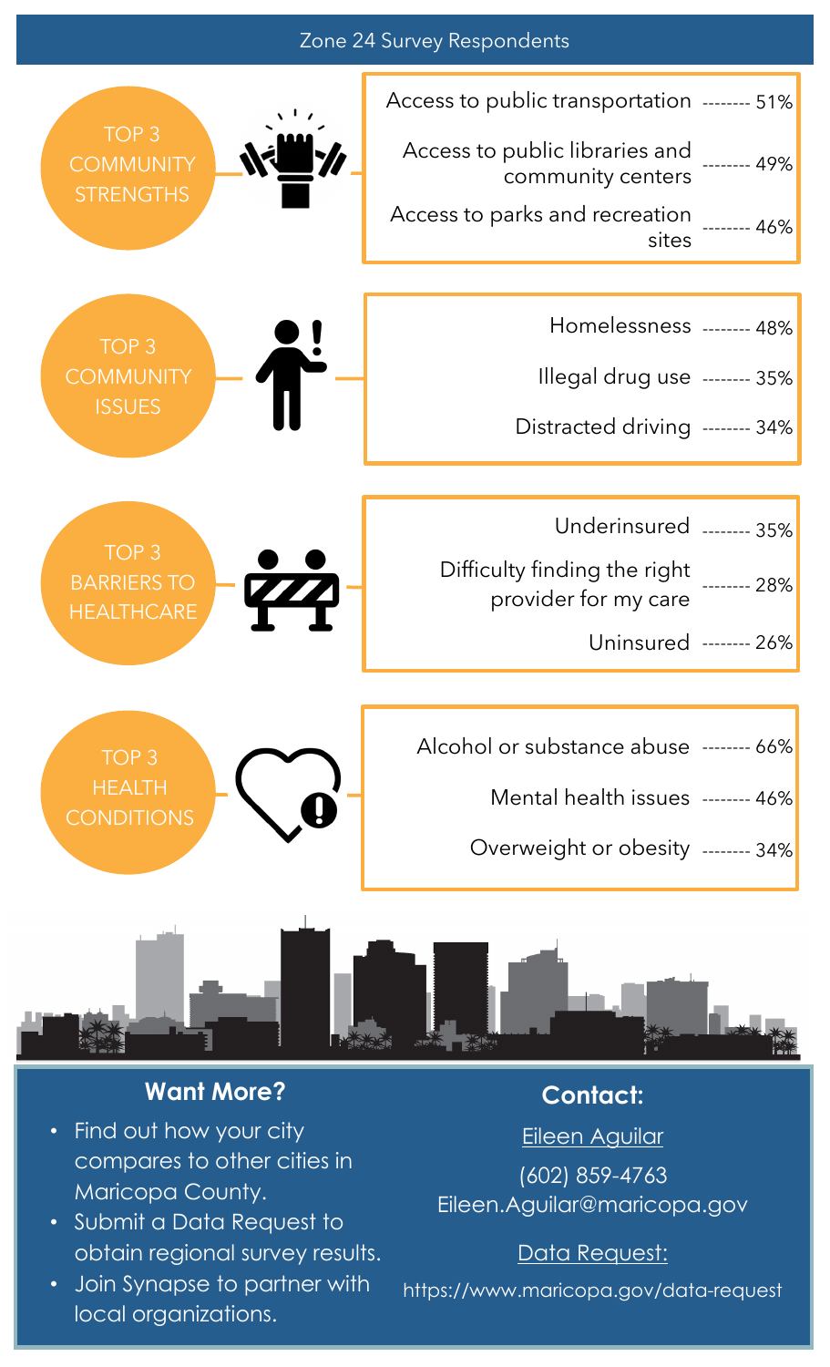## Zone 24 Survey Respondents

### TOP 3 COMMUNITY STRENGTHS

- Access to public transportation -------- 51%
- Access to public libraries and community centers -------- 49%
- Access to parks and recreation sites -------- 46%

### TOP 3 COMMUNITY ISSUES

- Homelessness -------- 48%
- Illegal drug use -------- 35%
- Distracted driving -------- 34%

### TOP 3 BARRIERS TO HEALTHCARE

- Underinsured -------- 35%
- Difficulty finding the right provider for my care -------- 28%
- Uninsured -------- 26%

### TOP 3 HEALTH CONDITIONS

- Alcohol or substance abuse -------- 66%
- Mental health issues -------- 46%
- Overweight or obesity -------- 34%

## Want More?

- Find out how your city compares to other cities in Maricopa County.
- Submit a Data Request to obtain regional survey results.
- Join Synapse to partner with local organizations.

## Contact:

Eileen Aguilar

(602) 859-4763

Eileen.Aguilar@maricopa.gov

Data Request:

https://www.maricopa.gov/data-request